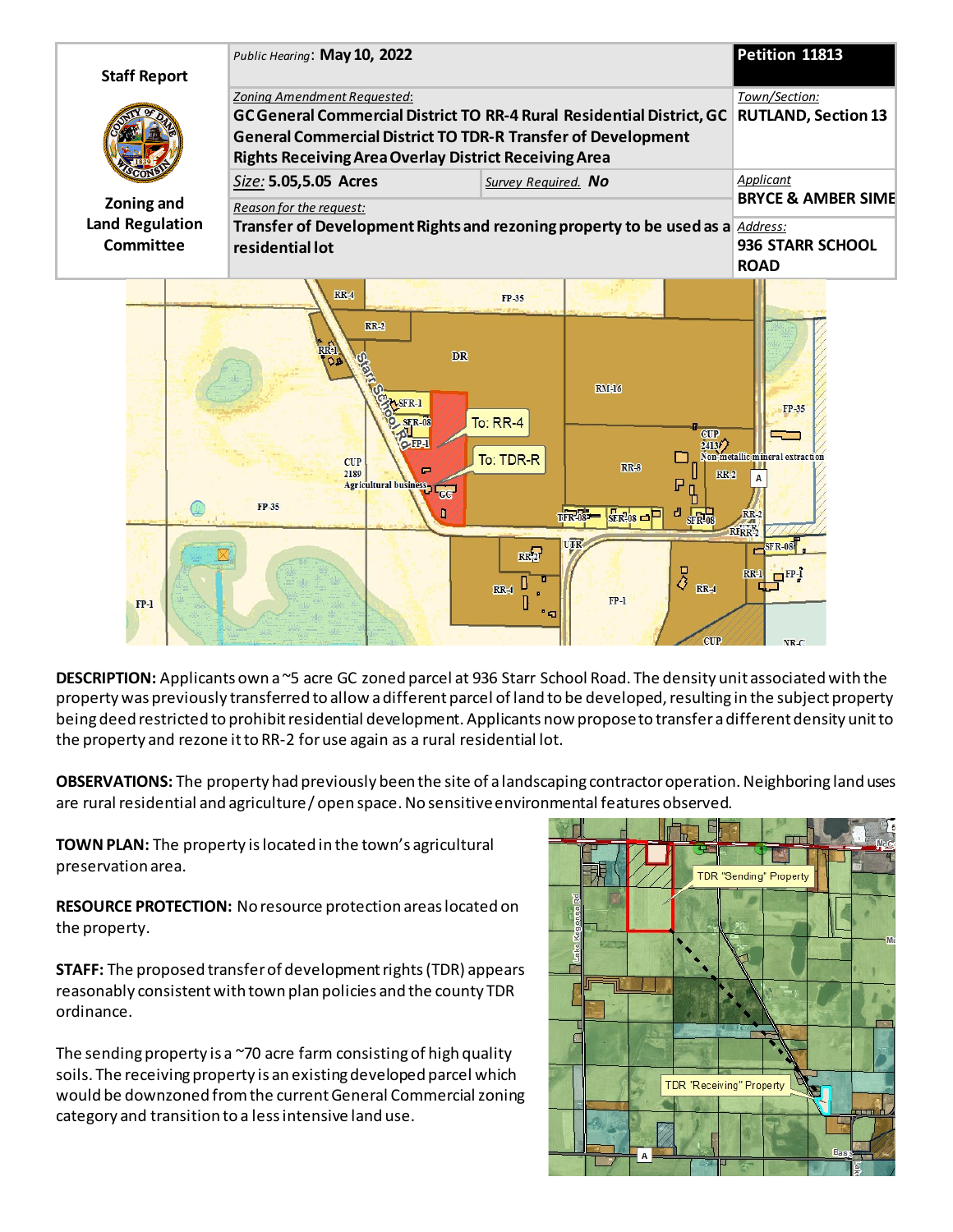| Staff Report | Public Hearing: **May 10, 2022** | | **Petition 11813** |
|---|---|---|---|
| Zoning and Land Regulation Committee | Zoning Amendment Requested: **GC General Commercial District TO RR-4 Rural Residential District, GC General Commercial District TO TDR-R Transfer of Development Rights Receiving Area Overlay District Receiving Area** | | Town/Section: **RUTLAND, Section 13** |
| | Size: **5.05,5.05 Acres** | Survey Required. **No** | Applicant **BRYCE & AMBER SIME** |
| | Reason for the request: **Transfer of Development Rights and rezoning property to be used as a residential lot** | | Address: **936 STARR SCHOOL ROAD** |

**DESCRIPTION:** Applicants own a ~5 acre GC zoned parcel at 936 Starr School Road. The density unit associated with the property was previously transferred to allow a different parcel of land to be developed, resulting in the subject property being deed restricted to prohibit residential development. Applicants now propose to transfer a different density unit to the property and rezone it to RR-2 for use again as a rural residential lot.

**OBSERVATIONS:** The property had previously been the site of a landscaping contractor operation. Neighboring land uses are rural residential and agriculture / open space. No sensitive environmental features observed.

**TOWN PLAN:** The property is located in the town's agricultural preservation area.

**RESOURCE PROTECTION:** No resource protection areas located on the property.

**STAFF:** The proposed transfer of development rights (TDR) appears reasonably consistent with town plan policies and the county TDR ordinance.

The sending property is a ~70 acre farm consisting of high quality soils. The receiving property is an existing developed parcel which would be downzoned from the current General Commercial zoning category and transition to a less intensive land use.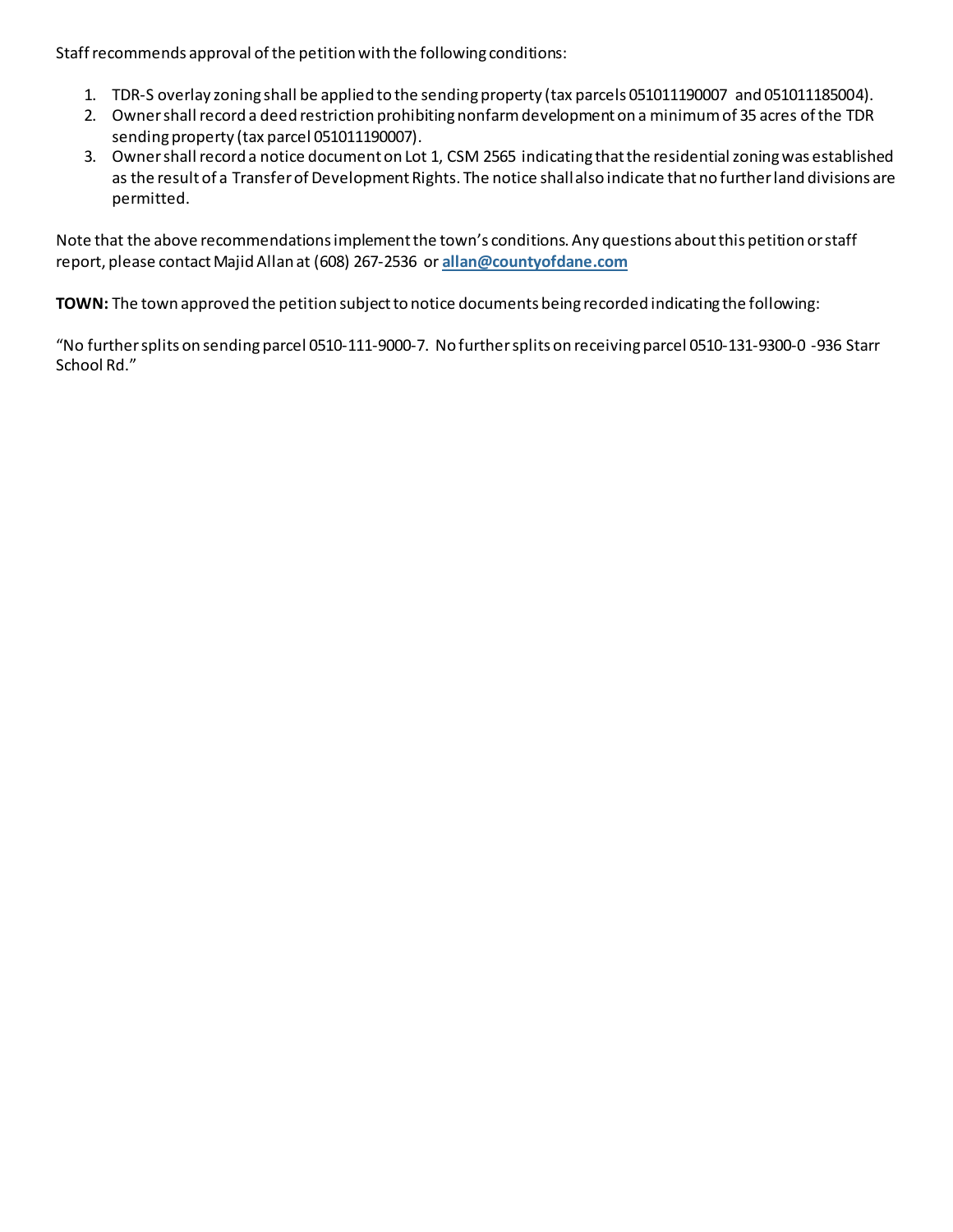Staff recommends approval of the petition with the following conditions:

1. TDR-S overlay zoning shall be applied to the sending property (tax parcels 051011190007 and 051011185004).
2. Owner shall record a deed restriction prohibiting nonfarm development on a minimum of 35 acres of the TDR sending property (tax parcel 051011190007).
3. Owner shall record a notice document on Lot 1, CSM 2565 indicating that the residential zoning was established as the result of a Transfer of Development Rights. The notice shall also indicate that no further land divisions are permitted.

Note that the above recommendations implement the town's conditions. Any questions about this petition or staff report, please contact Majid Allan at (608) 267-2536 or **allan@countyofdane.com**

**TOWN:** The town approved the petition subject to notice documents being recorded indicating the following:

"No further splits on sending parcel 0510-111-9000-7. No further splits on receiving parcel 0510-131-9300-0 -936 Starr School Rd."